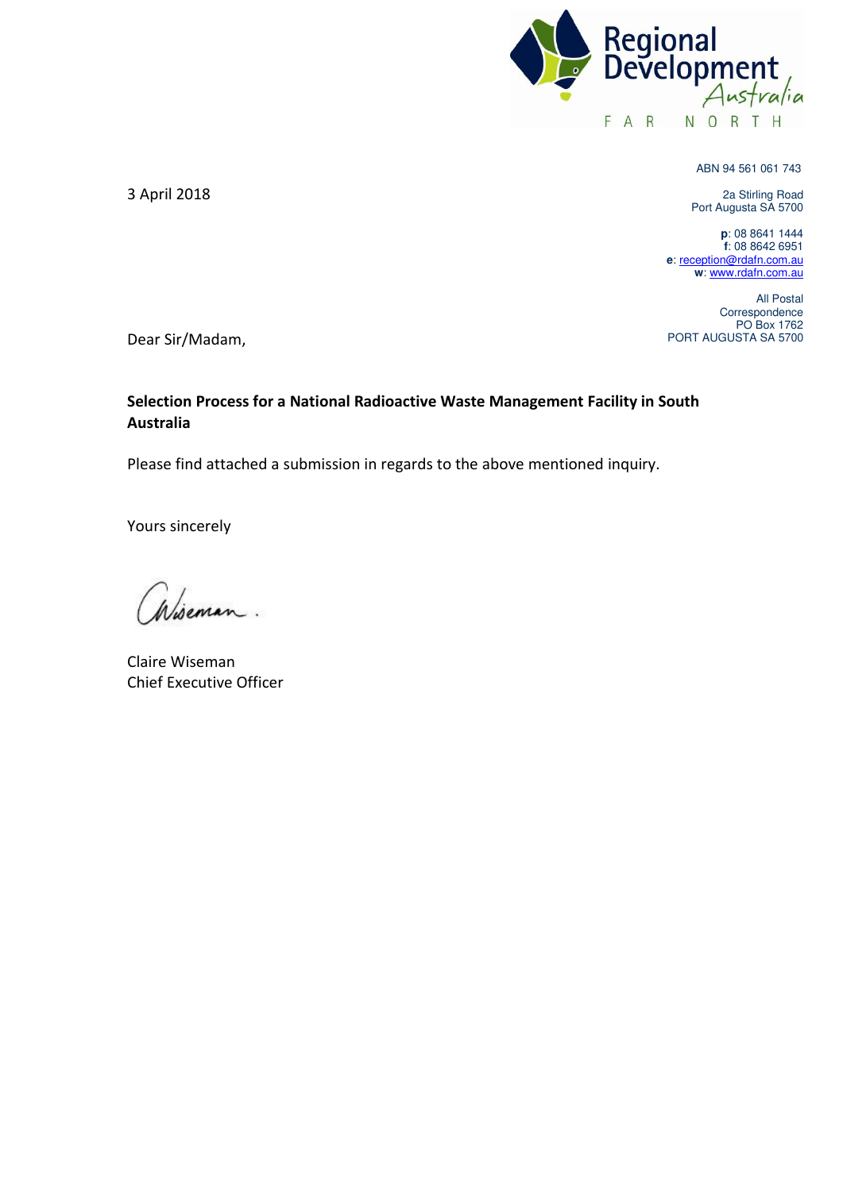Regional Development Australia
FAR NORTH

ABN 94 561 061 743

2a Stirling Road
Port Augusta SA 5700

**p**: 08 8641 1444
**f**: 08 8642 6951
**e**: reception@rdafn.com.au
**w**: www.rdafn.com.au

All Postal Correspondence
PO Box 1762
PORT AUGUSTA SA 5700

3 April 2018

Dear Sir/Madam,

**Selection Process for a National Radioactive Waste Management Facility in South Australia**

Please find attached a submission in regards to the above mentioned inquiry.

Yours sincerely

Claire Wiseman
Chief Executive Officer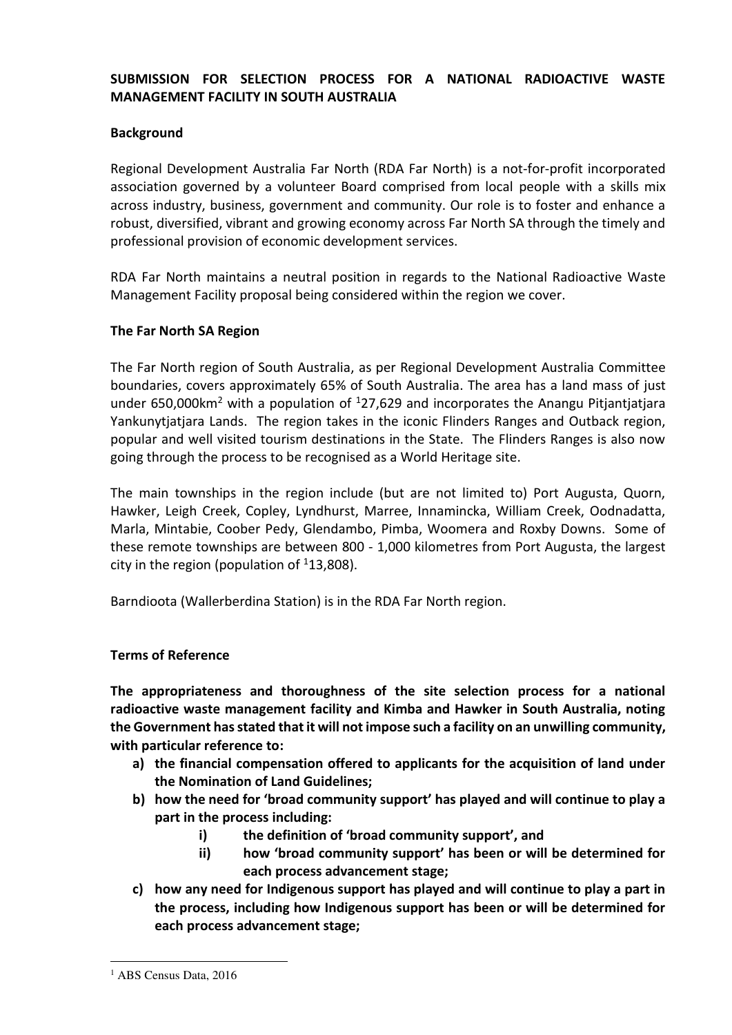**SUBMISSION FOR SELECTION PROCESS FOR A NATIONAL RADIOACTIVE WASTE MANAGEMENT FACILITY IN SOUTH AUSTRALIA**

**Background**

Regional Development Australia Far North (RDA Far North) is a not-for-profit incorporated association governed by a volunteer Board comprised from local people with a skills mix across industry, business, government and community. Our role is to foster and enhance a robust, diversified, vibrant and growing economy across Far North SA through the timely and professional provision of economic development services.

RDA Far North maintains a neutral position in regards to the National Radioactive Waste Management Facility proposal being considered within the region we cover.

**The Far North SA Region**

The Far North region of South Australia, as per Regional Development Australia Committee boundaries, covers approximately 65% of South Australia. The area has a land mass of just under 650,000km$^2$ with a population of [1]27,629 and incorporates the Anangu Pitjantjatjara Yankunytjatjara Lands. The region takes in the iconic Flinders Ranges and Outback region, popular and well visited tourism destinations in the State. The Flinders Ranges is also now going through the process to be recognised as a World Heritage site.

The main townships in the region include (but are not limited to) Port Augusta, Quorn, Hawker, Leigh Creek, Copley, Lyndhurst, Marree, Innamincka, William Creek, Oodnadatta, Marla, Mintabie, Coober Pedy, Glendambo, Pimba, Woomera and Roxby Downs. Some of these remote townships are between 800 - 1,000 kilometres from Port Augusta, the largest city in the region (population of [1]13,808).

Barndioota (Wallerberdina Station) is in the RDA Far North region.

**Terms of Reference**

**The appropriateness and thoroughness of the site selection process for a national radioactive waste management facility and Kimba and Hawker in South Australia, noting the Government has stated that it will not impose such a facility on an unwilling community, with particular reference to:**

- **a) the financial compensation offered to applicants for the acquisition of land under the Nomination of Land Guidelines;**
- **b) how the need for 'broad community support' has played and will continue to play a part in the process including:**
  - **i) the definition of 'broad community support', and**
  - **ii) how 'broad community support' has been or will be determined for each process advancement stage;**
- **c) how any need for Indigenous support has played and will continue to play a part in the process, including how Indigenous support has been or will be determined for each process advancement stage;**

[1] ABS Census Data, 2016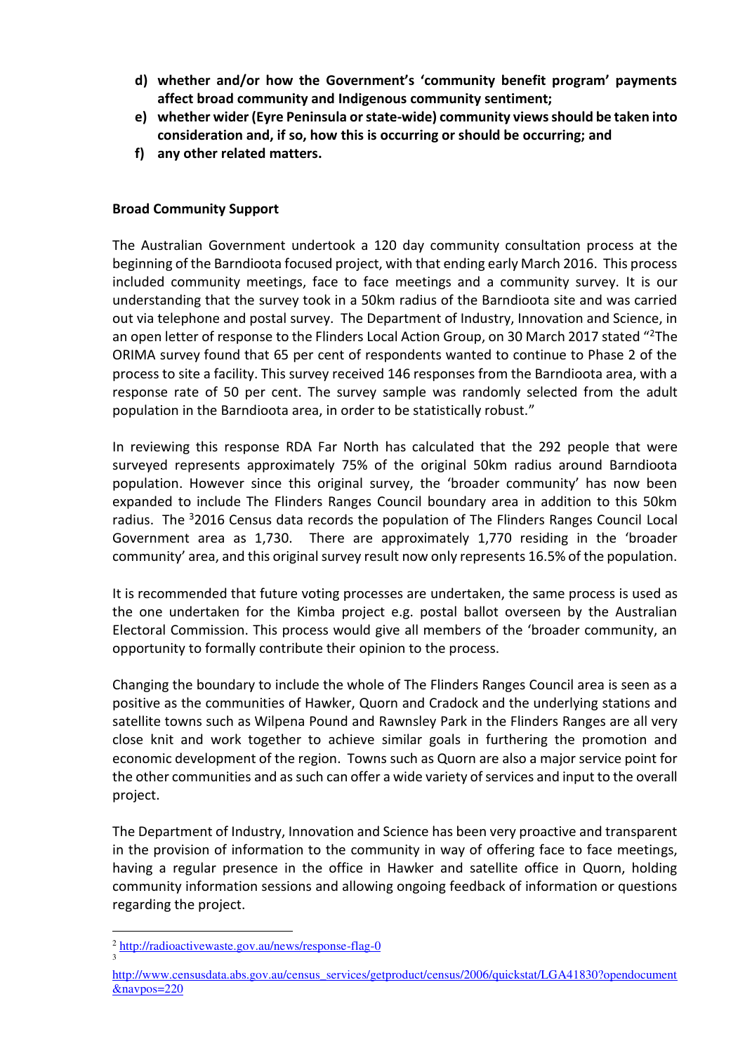**d) whether and/or how the Government's 'community benefit program' payments affect broad community and Indigenous community sentiment;**

**e) whether wider (Eyre Peninsula or state-wide) community views should be taken into consideration and, if so, how this is occurring or should be occurring; and**

**f) any other related matters.**

**Broad Community Support**

The Australian Government undertook a 120 day community consultation process at the beginning of the Barndioota focused project, with that ending early March 2016. This process included community meetings, face to face meetings and a community survey. It is our understanding that the survey took in a 50km radius of the Barndioota site and was carried out via telephone and postal survey. The Department of Industry, Innovation and Science, in an open letter of response to the Flinders Local Action Group, on 30 March 2017 stated "[2]The ORIMA survey found that 65 per cent of respondents wanted to continue to Phase 2 of the process to site a facility. This survey received 146 responses from the Barndioota area, with a response rate of 50 per cent. The survey sample was randomly selected from the adult population in the Barndioota area, in order to be statistically robust."

In reviewing this response RDA Far North has calculated that the 292 people that were surveyed represents approximately 75% of the original 50km radius around Barndioota population. However since this original survey, the 'broader community' has now been expanded to include The Flinders Ranges Council boundary area in addition to this 50km radius. The [3]2016 Census data records the population of The Flinders Ranges Council Local Government area as 1,730. There are approximately 1,770 residing in the 'broader community' area, and this original survey result now only represents 16.5% of the population.

It is recommended that future voting processes are undertaken, the same process is used as the one undertaken for the Kimba project e.g. postal ballot overseen by the Australian Electoral Commission. This process would give all members of the 'broader community, an opportunity to formally contribute their opinion to the process.

Changing the boundary to include the whole of The Flinders Ranges Council area is seen as a positive as the communities of Hawker, Quorn and Cradock and the underlying stations and satellite towns such as Wilpena Pound and Rawnsley Park in the Flinders Ranges are all very close knit and work together to achieve similar goals in furthering the promotion and economic development of the region. Towns such as Quorn are also a major service point for the other communities and as such can offer a wide variety of services and input to the overall project.

The Department of Industry, Innovation and Science has been very proactive and transparent in the provision of information to the community in way of offering face to face meetings, having a regular presence in the office in Hawker and satellite office in Quorn, holding community information sessions and allowing ongoing feedback of information or questions regarding the project.

---

[2] http://radioactivewaste.gov.au/news/response-flag-0

[3] http://www.censusdata.abs.gov.au/census_services/getproduct/census/2006/quickstat/LGA41830?opendocument&navpos=220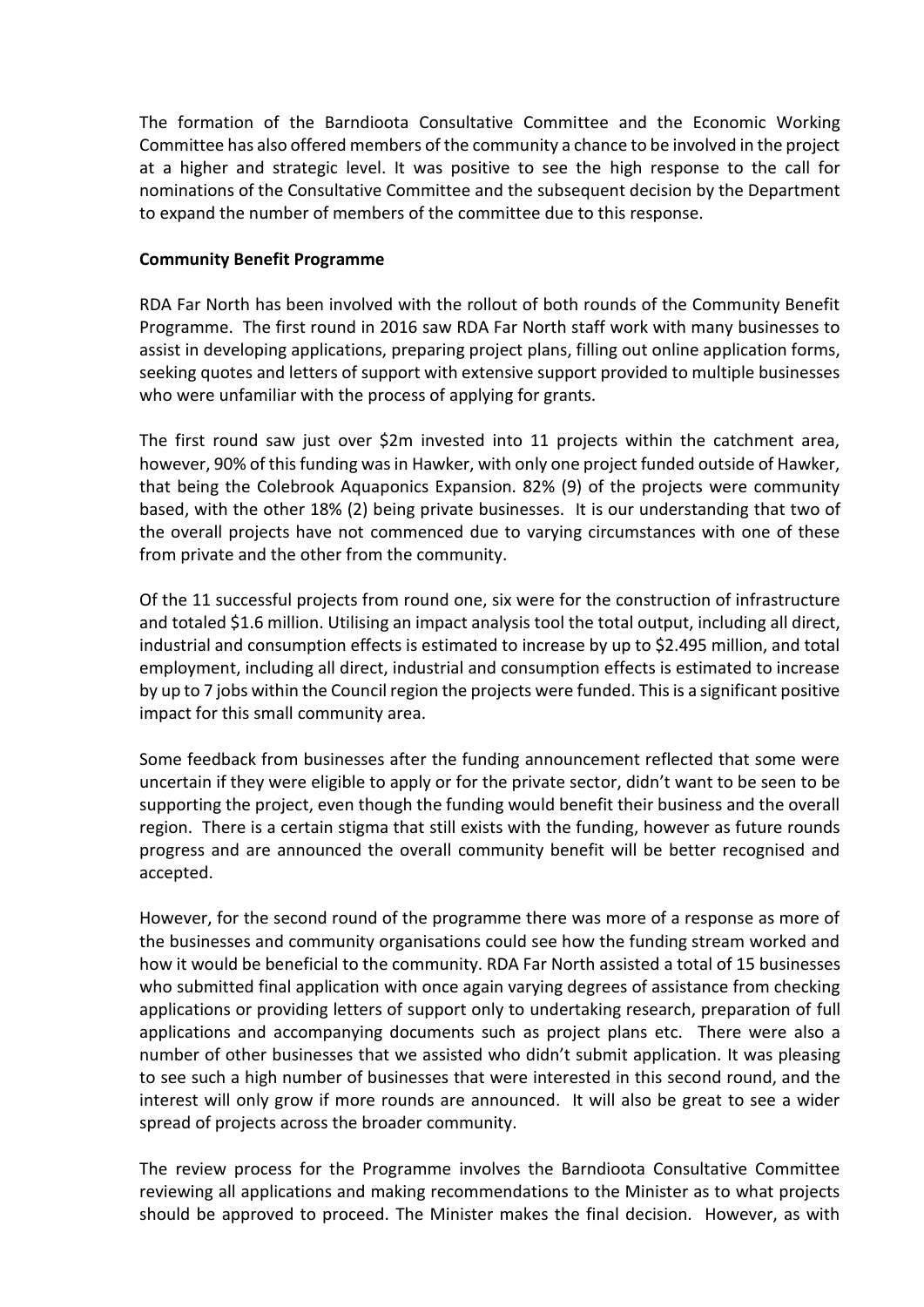The formation of the Barndioota Consultative Committee and the Economic Working Committee has also offered members of the community a chance to be involved in the project at a higher and strategic level. It was positive to see the high response to the call for nominations of the Consultative Committee and the subsequent decision by the Department to expand the number of members of the committee due to this response.

**Community Benefit Programme**

RDA Far North has been involved with the rollout of both rounds of the Community Benefit Programme. The first round in 2016 saw RDA Far North staff work with many businesses to assist in developing applications, preparing project plans, filling out online application forms, seeking quotes and letters of support with extensive support provided to multiple businesses who were unfamiliar with the process of applying for grants.

The first round saw just over $2m invested into 11 projects within the catchment area, however, 90% of this funding was in Hawker, with only one project funded outside of Hawker, that being the Colebrook Aquaponics Expansion. 82% (9) of the projects were community based, with the other 18% (2) being private businesses. It is our understanding that two of the overall projects have not commenced due to varying circumstances with one of these from private and the other from the community.

Of the 11 successful projects from round one, six were for the construction of infrastructure and totaled $1.6 million. Utilising an impact analysis tool the total output, including all direct, industrial and consumption effects is estimated to increase by up to $2.495 million, and total employment, including all direct, industrial and consumption effects is estimated to increase by up to 7 jobs within the Council region the projects were funded. This is a significant positive impact for this small community area.

Some feedback from businesses after the funding announcement reflected that some were uncertain if they were eligible to apply or for the private sector, didn't want to be seen to be supporting the project, even though the funding would benefit their business and the overall region. There is a certain stigma that still exists with the funding, however as future rounds progress and are announced the overall community benefit will be better recognised and accepted.

However, for the second round of the programme there was more of a response as more of the businesses and community organisations could see how the funding stream worked and how it would be beneficial to the community. RDA Far North assisted a total of 15 businesses who submitted final application with once again varying degrees of assistance from checking applications or providing letters of support only to undertaking research, preparation of full applications and accompanying documents such as project plans etc. There were also a number of other businesses that we assisted who didn't submit application. It was pleasing to see such a high number of businesses that were interested in this second round, and the interest will only grow if more rounds are announced. It will also be great to see a wider spread of projects across the broader community.

The review process for the Programme involves the Barndioota Consultative Committee reviewing all applications and making recommendations to the Minister as to what projects should be approved to proceed. The Minister makes the final decision. However, as with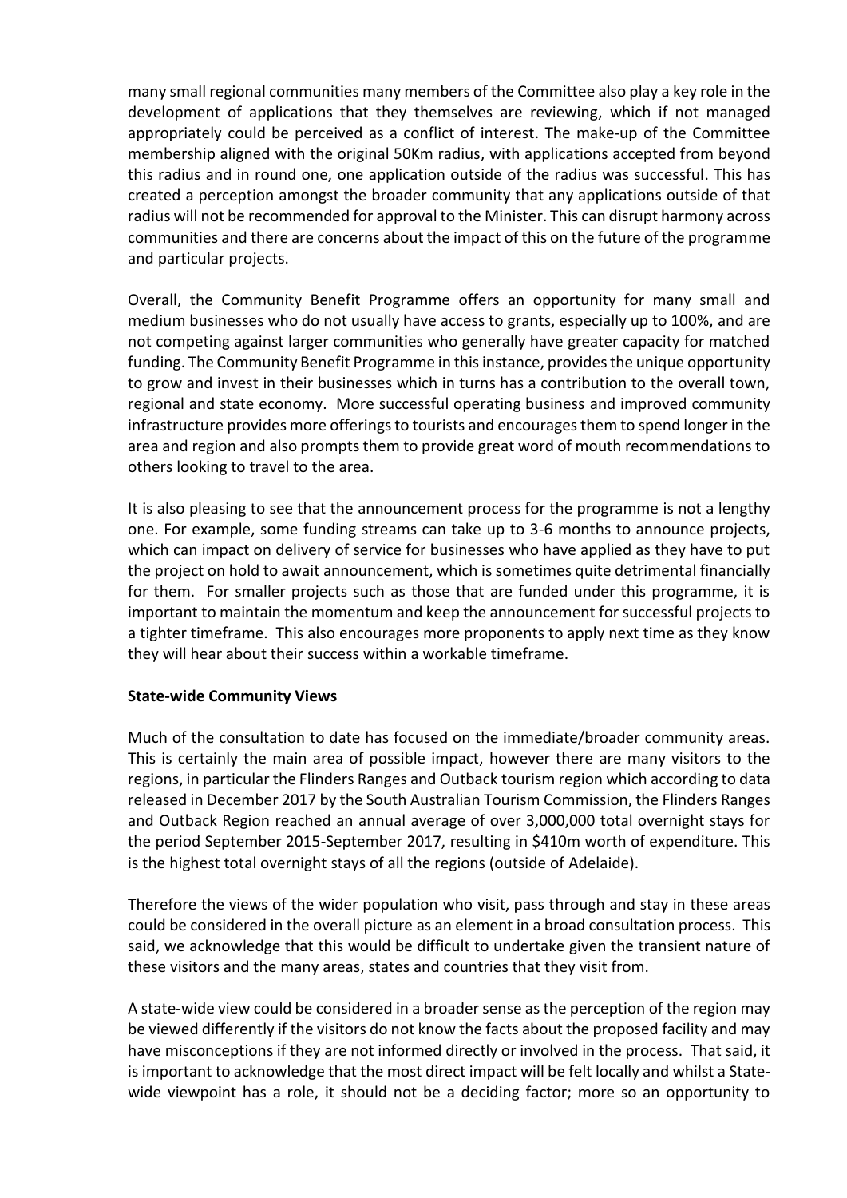many small regional communities many members of the Committee also play a key role in the development of applications that they themselves are reviewing, which if not managed appropriately could be perceived as a conflict of interest. The make-up of the Committee membership aligned with the original 50Km radius, with applications accepted from beyond this radius and in round one, one application outside of the radius was successful. This has created a perception amongst the broader community that any applications outside of that radius will not be recommended for approval to the Minister. This can disrupt harmony across communities and there are concerns about the impact of this on the future of the programme and particular projects.

Overall, the Community Benefit Programme offers an opportunity for many small and medium businesses who do not usually have access to grants, especially up to 100%, and are not competing against larger communities who generally have greater capacity for matched funding. The Community Benefit Programme in this instance, provides the unique opportunity to grow and invest in their businesses which in turns has a contribution to the overall town, regional and state economy. More successful operating business and improved community infrastructure provides more offerings to tourists and encourages them to spend longer in the area and region and also prompts them to provide great word of mouth recommendations to others looking to travel to the area.

It is also pleasing to see that the announcement process for the programme is not a lengthy one. For example, some funding streams can take up to 3-6 months to announce projects, which can impact on delivery of service for businesses who have applied as they have to put the project on hold to await announcement, which is sometimes quite detrimental financially for them. For smaller projects such as those that are funded under this programme, it is important to maintain the momentum and keep the announcement for successful projects to a tighter timeframe. This also encourages more proponents to apply next time as they know they will hear about their success within a workable timeframe.

**State-wide Community Views**

Much of the consultation to date has focused on the immediate/broader community areas. This is certainly the main area of possible impact, however there are many visitors to the regions, in particular the Flinders Ranges and Outback tourism region which according to data released in December 2017 by the South Australian Tourism Commission, the Flinders Ranges and Outback Region reached an annual average of over 3,000,000 total overnight stays for the period September 2015-September 2017, resulting in $410m worth of expenditure. This is the highest total overnight stays of all the regions (outside of Adelaide).

Therefore the views of the wider population who visit, pass through and stay in these areas could be considered in the overall picture as an element in a broad consultation process. This said, we acknowledge that this would be difficult to undertake given the transient nature of these visitors and the many areas, states and countries that they visit from.

A state-wide view could be considered in a broader sense as the perception of the region may be viewed differently if the visitors do not know the facts about the proposed facility and may have misconceptions if they are not informed directly or involved in the process. That said, it is important to acknowledge that the most direct impact will be felt locally and whilst a State-wide viewpoint has a role, it should not be a deciding factor; more so an opportunity to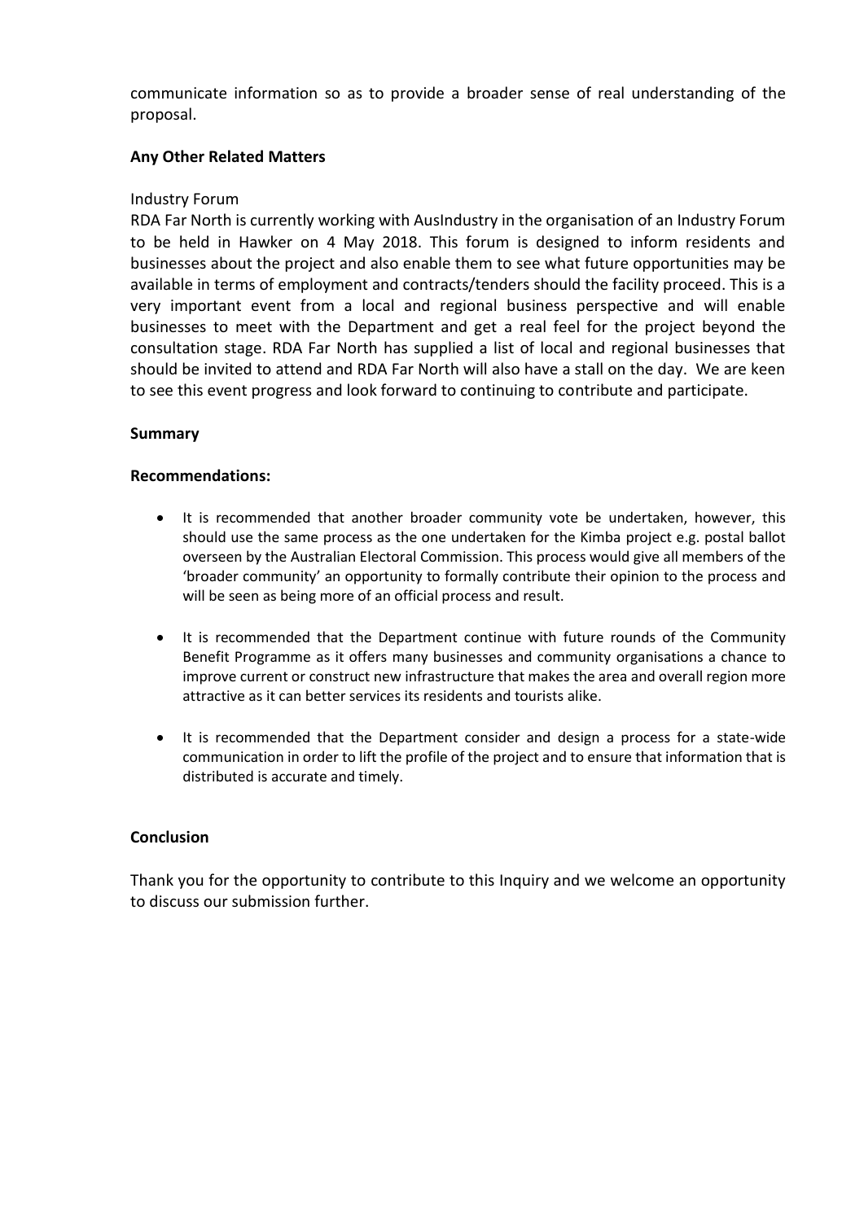communicate information so as to provide a broader sense of real understanding of the proposal.

**Any Other Related Matters**

Industry Forum

RDA Far North is currently working with AusIndustry in the organisation of an Industry Forum to be held in Hawker on 4 May 2018. This forum is designed to inform residents and businesses about the project and also enable them to see what future opportunities may be available in terms of employment and contracts/tenders should the facility proceed. This is a very important event from a local and regional business perspective and will enable businesses to meet with the Department and get a real feel for the project beyond the consultation stage. RDA Far North has supplied a list of local and regional businesses that should be invited to attend and RDA Far North will also have a stall on the day. We are keen to see this event progress and look forward to continuing to contribute and participate.

**Summary**

**Recommendations:**

- It is recommended that another broader community vote be undertaken, however, this should use the same process as the one undertaken for the Kimba project e.g. postal ballot overseen by the Australian Electoral Commission. This process would give all members of the 'broader community' an opportunity to formally contribute their opinion to the process and will be seen as being more of an official process and result.

- It is recommended that the Department continue with future rounds of the Community Benefit Programme as it offers many businesses and community organisations a chance to improve current or construct new infrastructure that makes the area and overall region more attractive as it can better services its residents and tourists alike.

- It is recommended that the Department consider and design a process for a state-wide communication in order to lift the profile of the project and to ensure that information that is distributed is accurate and timely.

**Conclusion**

Thank you for the opportunity to contribute to this Inquiry and we welcome an opportunity to discuss our submission further.